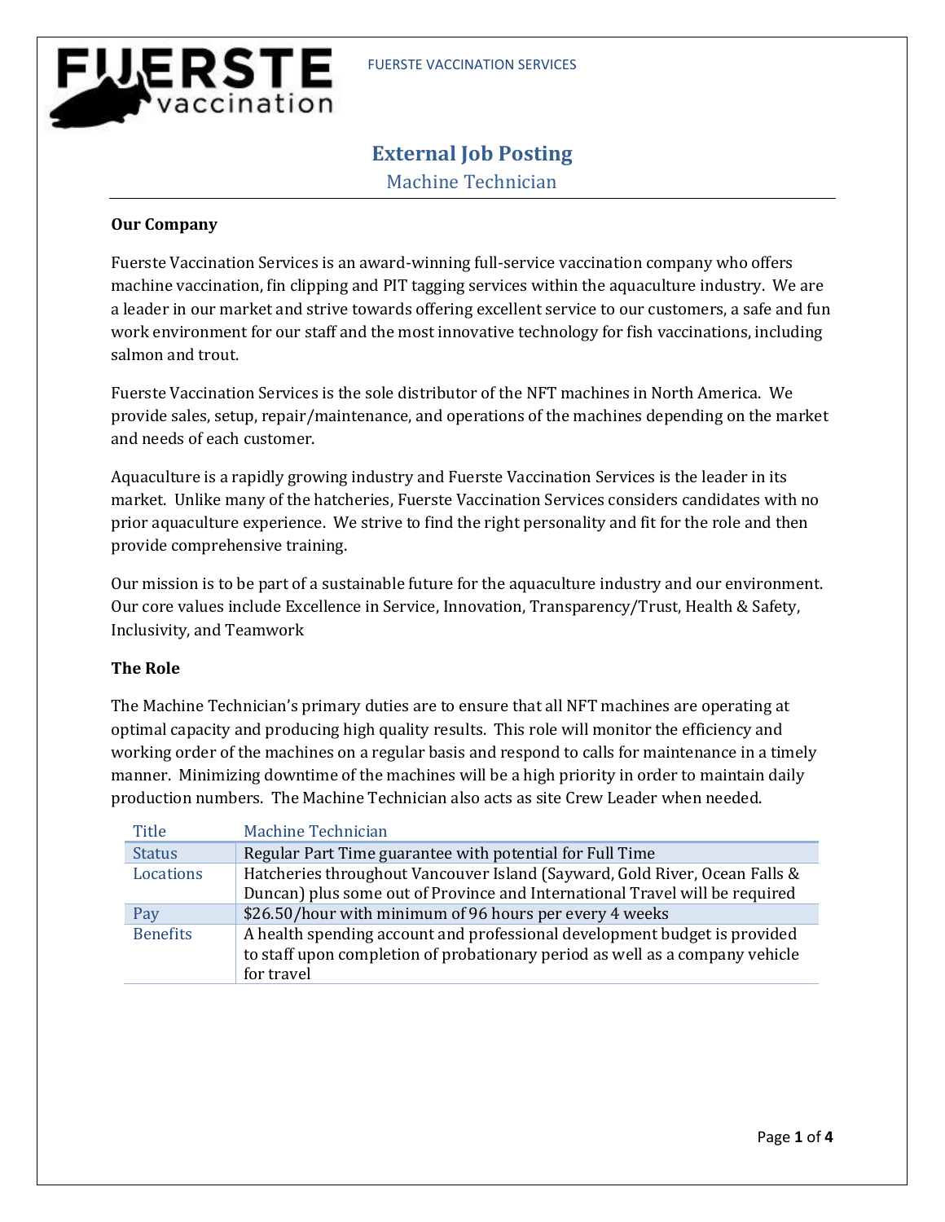# External Job Posting

## Machine Technician

### Our Company

Fuerste Vaccination Services is an award-winning full-service vaccination company who offers machine vaccination, fin clipping and PIT tagging services within the aquaculture industry. We are a leader in our market and strive towards offering excellent service to our customers, a safe and fun work environment for our staff and the most innovative technology for fish vaccinations, including salmon and trout.

Fuerste Vaccination Services is the sole distributor of the NFT machines in North America. We provide sales, setup, repair/maintenance, and operations of the machines depending on the market and needs of each customer.

Aquaculture is a rapidly growing industry and Fuerste Vaccination Services is the leader in its market. Unlike many of the hatcheries, Fuerste Vaccination Services considers candidates with no prior aquaculture experience. We strive to find the right personality and fit for the role and then provide comprehensive training.

Our mission is to be part of a sustainable future for the aquaculture industry and our environment. Our core values include Excellence in Service, Innovation, Transparency/Trust, Health & Safety, Inclusivity, and Teamwork

### The Role

The Machine Technician's primary duties are to ensure that all NFT machines are operating at optimal capacity and producing high quality results. This role will monitor the efficiency and working order of the machines on a regular basis and respond to calls for maintenance in a timely manner. Minimizing downtime of the machines will be a high priority in order to maintain daily production numbers. The Machine Technician also acts as site Crew Leader when needed.

| Title | Machine Technician |
|---|---|
| Status | Regular Part Time guarantee with potential for Full Time |
| Locations | Hatcheries throughout Vancouver Island (Sayward, Gold River, Ocean Falls & Duncan) plus some out of Province and International Travel will be required |
| Pay | $26.50/hour with minimum of 96 hours per every 4 weeks |
| Benefits | A health spending account and professional development budget is provided to staff upon completion of probationary period as well as a company vehicle for travel |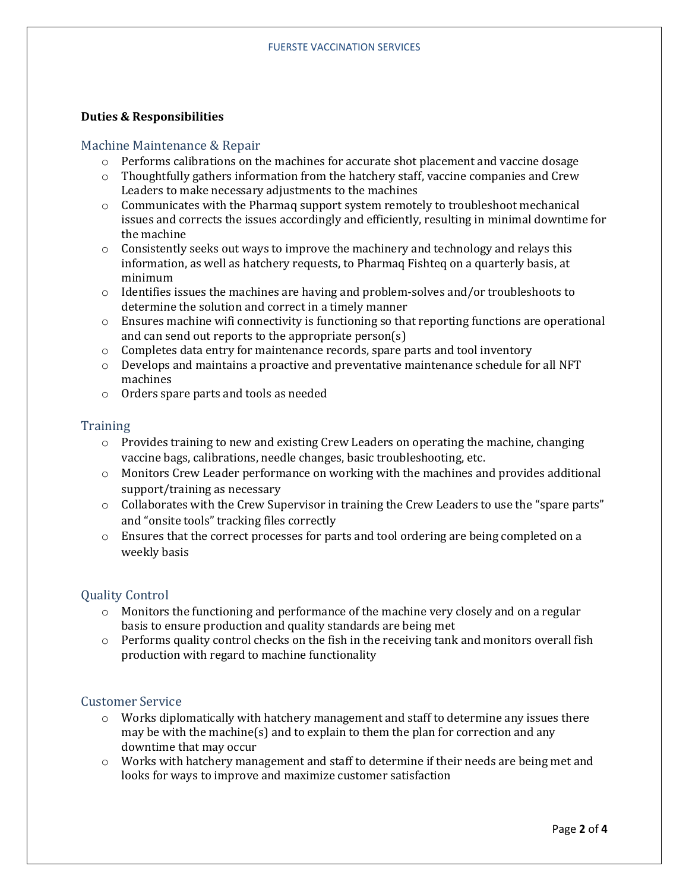**Duties & Responsibilities**

## Machine Maintenance & Repair

- Performs calibrations on the machines for accurate shot placement and vaccine dosage
- Thoughtfully gathers information from the hatchery staff, vaccine companies and Crew Leaders to make necessary adjustments to the machines
- Communicates with the Pharmaq support system remotely to troubleshoot mechanical issues and corrects the issues accordingly and efficiently, resulting in minimal downtime for the machine
- Consistently seeks out ways to improve the machinery and technology and relays this information, as well as hatchery requests, to Pharmaq Fishteq on a quarterly basis, at minimum
- Identifies issues the machines are having and problem-solves and/or troubleshoots to determine the solution and correct in a timely manner
- Ensures machine wifi connectivity is functioning so that reporting functions are operational and can send out reports to the appropriate person(s)
- Completes data entry for maintenance records, spare parts and tool inventory
- Develops and maintains a proactive and preventative maintenance schedule for all NFT machines
- Orders spare parts and tools as needed

## Training

- Provides training to new and existing Crew Leaders on operating the machine, changing vaccine bags, calibrations, needle changes, basic troubleshooting, etc.
- Monitors Crew Leader performance on working with the machines and provides additional support/training as necessary
- Collaborates with the Crew Supervisor in training the Crew Leaders to use the "spare parts" and "onsite tools" tracking files correctly
- Ensures that the correct processes for parts and tool ordering are being completed on a weekly basis

## Quality Control

- Monitors the functioning and performance of the machine very closely and on a regular basis to ensure production and quality standards are being met
- Performs quality control checks on the fish in the receiving tank and monitors overall fish production with regard to machine functionality

## Customer Service

- Works diplomatically with hatchery management and staff to determine any issues there may be with the machine(s) and to explain to them the plan for correction and any downtime that may occur
- Works with hatchery management and staff to determine if their needs are being met and looks for ways to improve and maximize customer satisfaction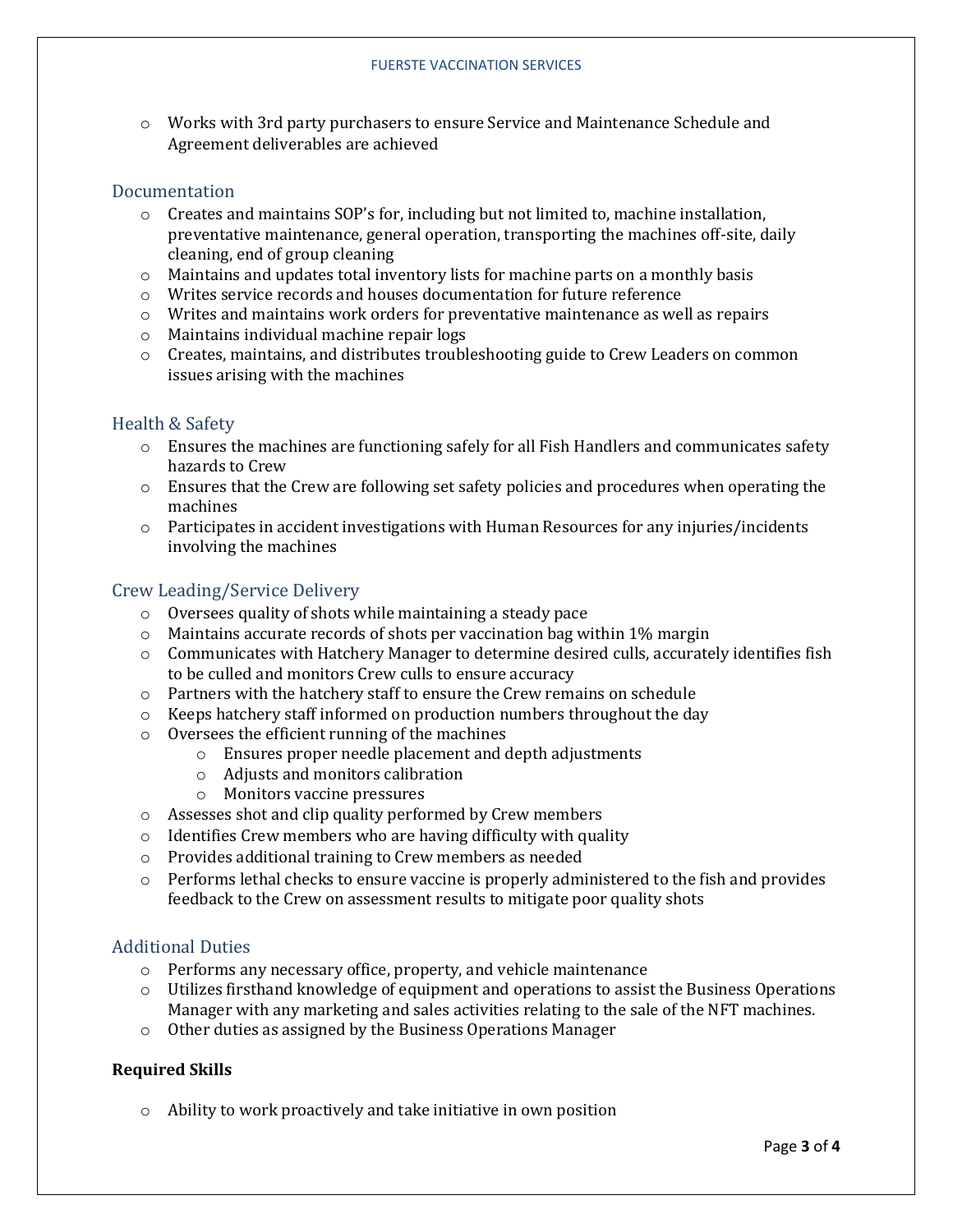- Works with 3rd party purchasers to ensure Service and Maintenance Schedule and Agreement deliverables are achieved

## Documentation

- Creates and maintains SOP's for, including but not limited to, machine installation, preventative maintenance, general operation, transporting the machines off-site, daily cleaning, end of group cleaning
- Maintains and updates total inventory lists for machine parts on a monthly basis
- Writes service records and houses documentation for future reference
- Writes and maintains work orders for preventative maintenance as well as repairs
- Maintains individual machine repair logs
- Creates, maintains, and distributes troubleshooting guide to Crew Leaders on common issues arising with the machines

## Health & Safety

- Ensures the machines are functioning safely for all Fish Handlers and communicates safety hazards to Crew
- Ensures that the Crew are following set safety policies and procedures when operating the machines
- Participates in accident investigations with Human Resources for any injuries/incidents involving the machines

## Crew Leading/Service Delivery

- Oversees quality of shots while maintaining a steady pace
- Maintains accurate records of shots per vaccination bag within 1% margin
- Communicates with Hatchery Manager to determine desired culls, accurately identifies fish to be culled and monitors Crew culls to ensure accuracy
- Partners with the hatchery staff to ensure the Crew remains on schedule
- Keeps hatchery staff informed on production numbers throughout the day
- Oversees the efficient running of the machines
  - Ensures proper needle placement and depth adjustments
  - Adjusts and monitors calibration
  - Monitors vaccine pressures
- Assesses shot and clip quality performed by Crew members
- Identifies Crew members who are having difficulty with quality
- Provides additional training to Crew members as needed
- Performs lethal checks to ensure vaccine is properly administered to the fish and provides feedback to the Crew on assessment results to mitigate poor quality shots

## Additional Duties

- Performs any necessary office, property, and vehicle maintenance
- Utilizes firsthand knowledge of equipment and operations to assist the Business Operations Manager with any marketing and sales activities relating to the sale of the NFT machines.
- Other duties as assigned by the Business Operations Manager

**Required Skills**

- Ability to work proactively and take initiative in own position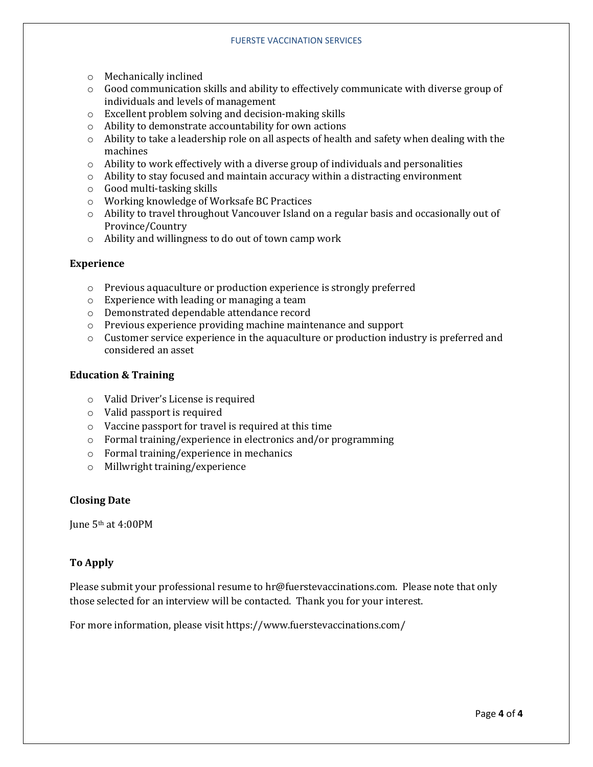- Mechanically inclined
- Good communication skills and ability to effectively communicate with diverse group of individuals and levels of management
- Excellent problem solving and decision-making skills
- Ability to demonstrate accountability for own actions
- Ability to take a leadership role on all aspects of health and safety when dealing with the machines
- Ability to work effectively with a diverse group of individuals and personalities
- Ability to stay focused and maintain accuracy within a distracting environment
- Good multi-tasking skills
- Working knowledge of Worksafe BC Practices
- Ability to travel throughout Vancouver Island on a regular basis and occasionally out of Province/Country
- Ability and willingness to do out of town camp work

### Experience

- Previous aquaculture or production experience is strongly preferred
- Experience with leading or managing a team
- Demonstrated dependable attendance record
- Previous experience providing machine maintenance and support
- Customer service experience in the aquaculture or production industry is preferred and considered an asset

### Education & Training

- Valid Driver's License is required
- Valid passport is required
- Vaccine passport for travel is required at this time
- Formal training/experience in electronics and/or programming
- Formal training/experience in mechanics
- Millwright training/experience

### Closing Date

June 5th at 4:00PM

### To Apply

Please submit your professional resume to hr@fuerstevaccinations.com. Please note that only those selected for an interview will be contacted. Thank you for your interest.

For more information, please visit https://www.fuerstevaccinations.com/